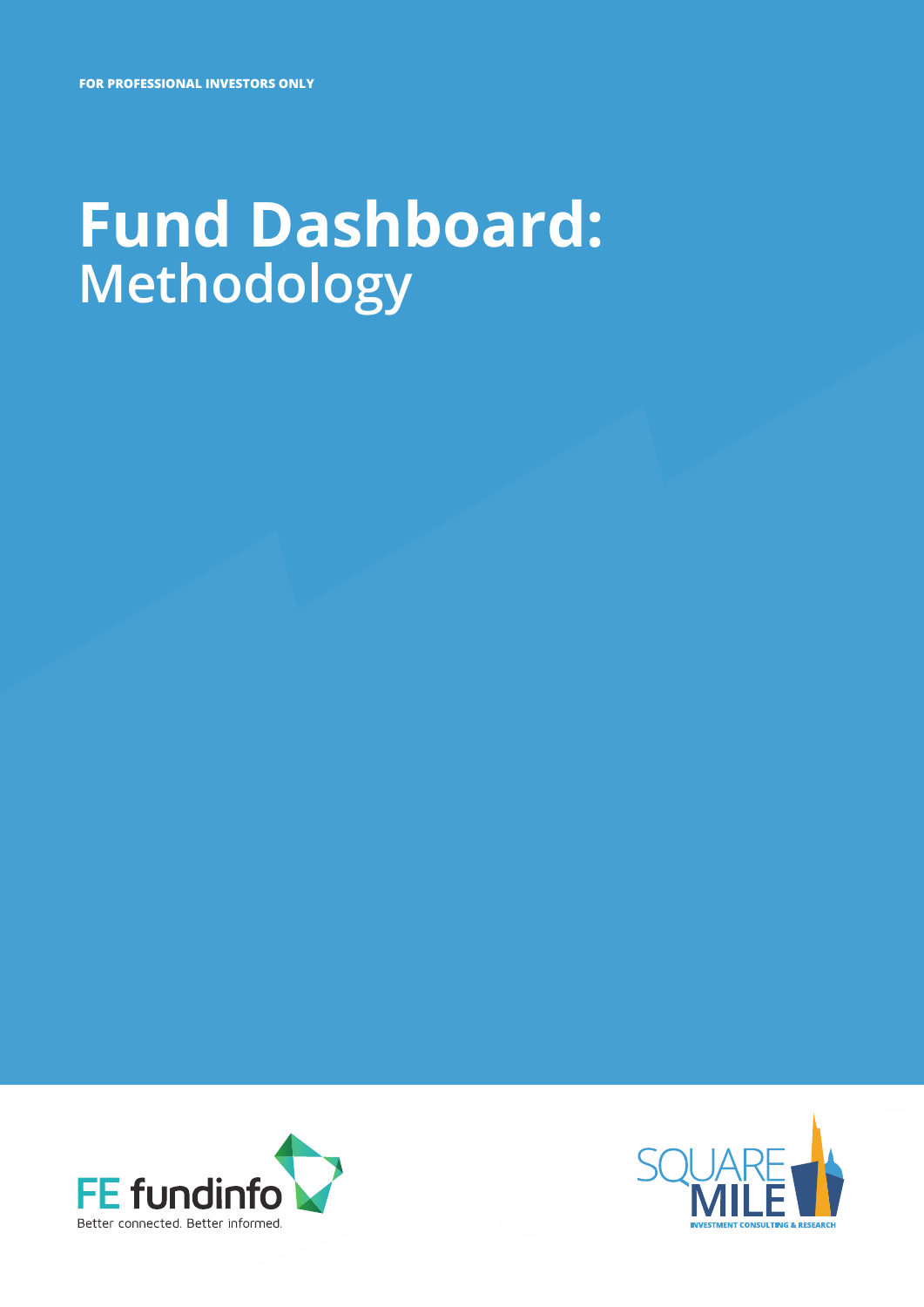FOR PROFESSIONAL INVESTORS ONLY

# Fund Dashboard:
## Methodology

FE fundinfo
Better connected. Better informed.

SQUARE MILE
INVESTMENT CONSULTING & RESEARCH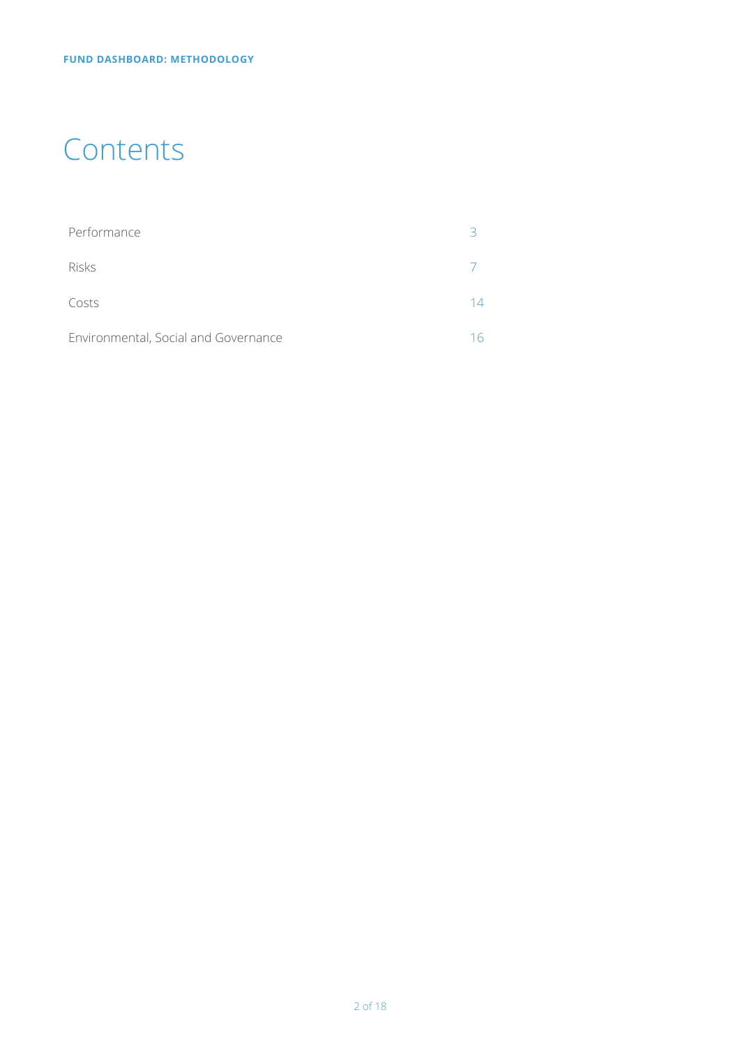# Contents

| | |
|---|---|
| Performance | 3 |
| Risks | 7 |
| Costs | 14 |
| Environmental, Social and Governance | 16 |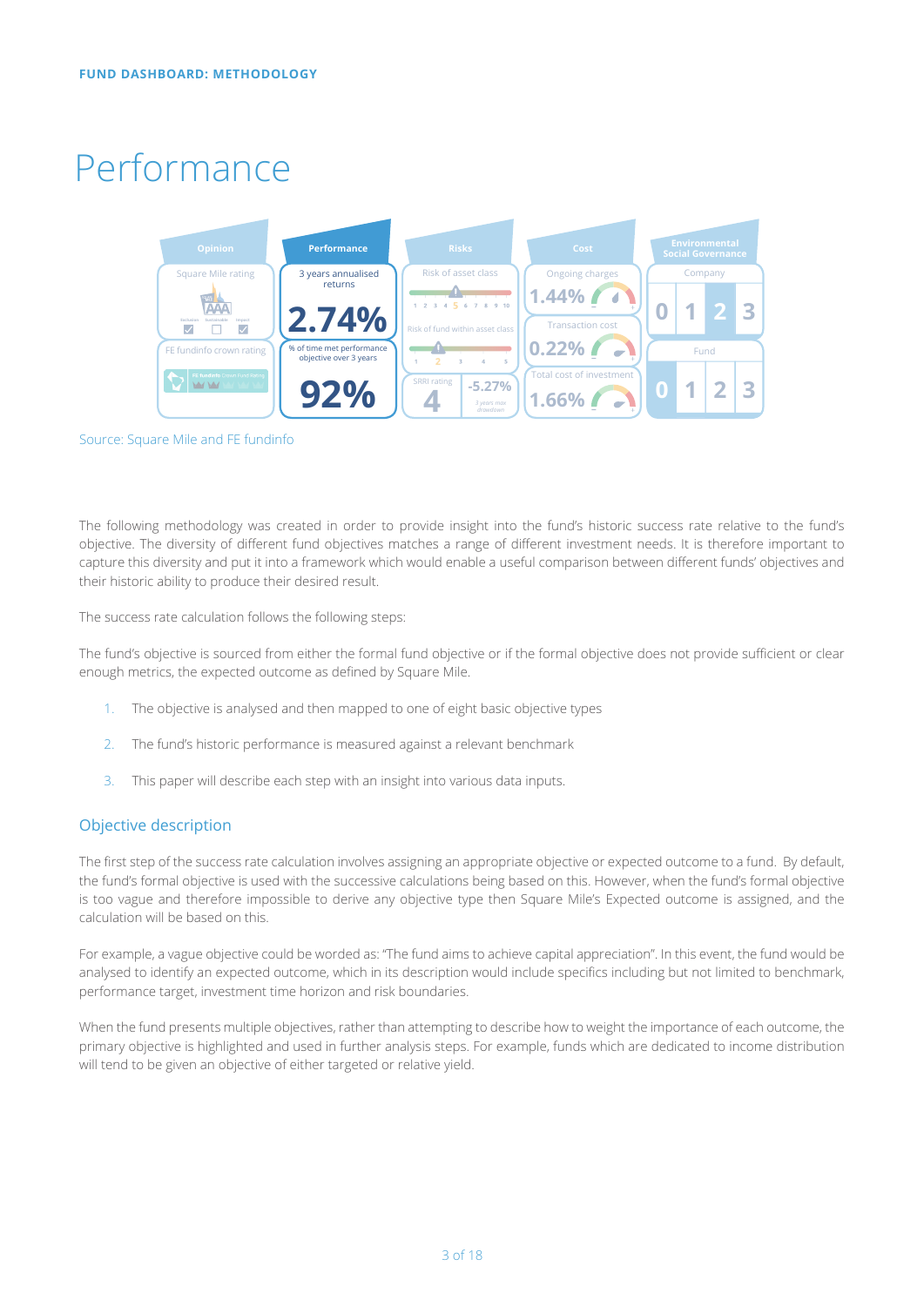FUND DASHBOARD: METHODOLOGY

# Performance

| Opinion | Performance | Risks | Cost | Environmental Social Governance |
|---|---|---|---|---|
| Square Mile rating: AAA (Exclusion ☑, Sustainable ☐, Impact ☑) | 3 years annualised returns: 2.74% | Risk of asset class: 5 (scale 1–10) | Ongoing charges: 1.44% | Company: 0 1 2 3 (2) |
| | | Risk of fund within asset class: 2 (scale 1–5) | Transaction cost: 0.22% | |
| FE fundinfo crown rating | % of time met performance objective over 3 years: 92% | SRRI rating: 4; -5.27% 3 years max drawdown | Total cost of investment: 1.66% | Fund: 0 1 2 3 |

Source: Square Mile and FE fundinfo

The following methodology was created in order to provide insight into the fund's historic success rate relative to the fund's objective. The diversity of different fund objectives matches a range of different investment needs. It is therefore important to capture this diversity and put it into a framework which would enable a useful comparison between different funds' objectives and their historic ability to produce their desired result.

The success rate calculation follows the following steps:

The fund's objective is sourced from either the formal fund objective or if the formal objective does not provide sufficient or clear enough metrics, the expected outcome as defined by Square Mile.

1. The objective is analysed and then mapped to one of eight basic objective types
2. The fund's historic performance is measured against a relevant benchmark
3. This paper will describe each step with an insight into various data inputs.

## Objective description

The first step of the success rate calculation involves assigning an appropriate objective or expected outcome to a fund. By default, the fund's formal objective is used with the successive calculations being based on this. However, when the fund's formal objective is too vague and therefore impossible to derive any objective type then Square Mile's Expected outcome is assigned, and the calculation will be based on this.

For example, a vague objective could be worded as: "The fund aims to achieve capital appreciation". In this event, the fund would be analysed to identify an expected outcome, which in its description would include specifics including but not limited to benchmark, performance target, investment time horizon and risk boundaries.

When the fund presents multiple objectives, rather than attempting to describe how to weight the importance of each outcome, the primary objective is highlighted and used in further analysis steps. For example, funds which are dedicated to income distribution will tend to be given an objective of either targeted or relative yield.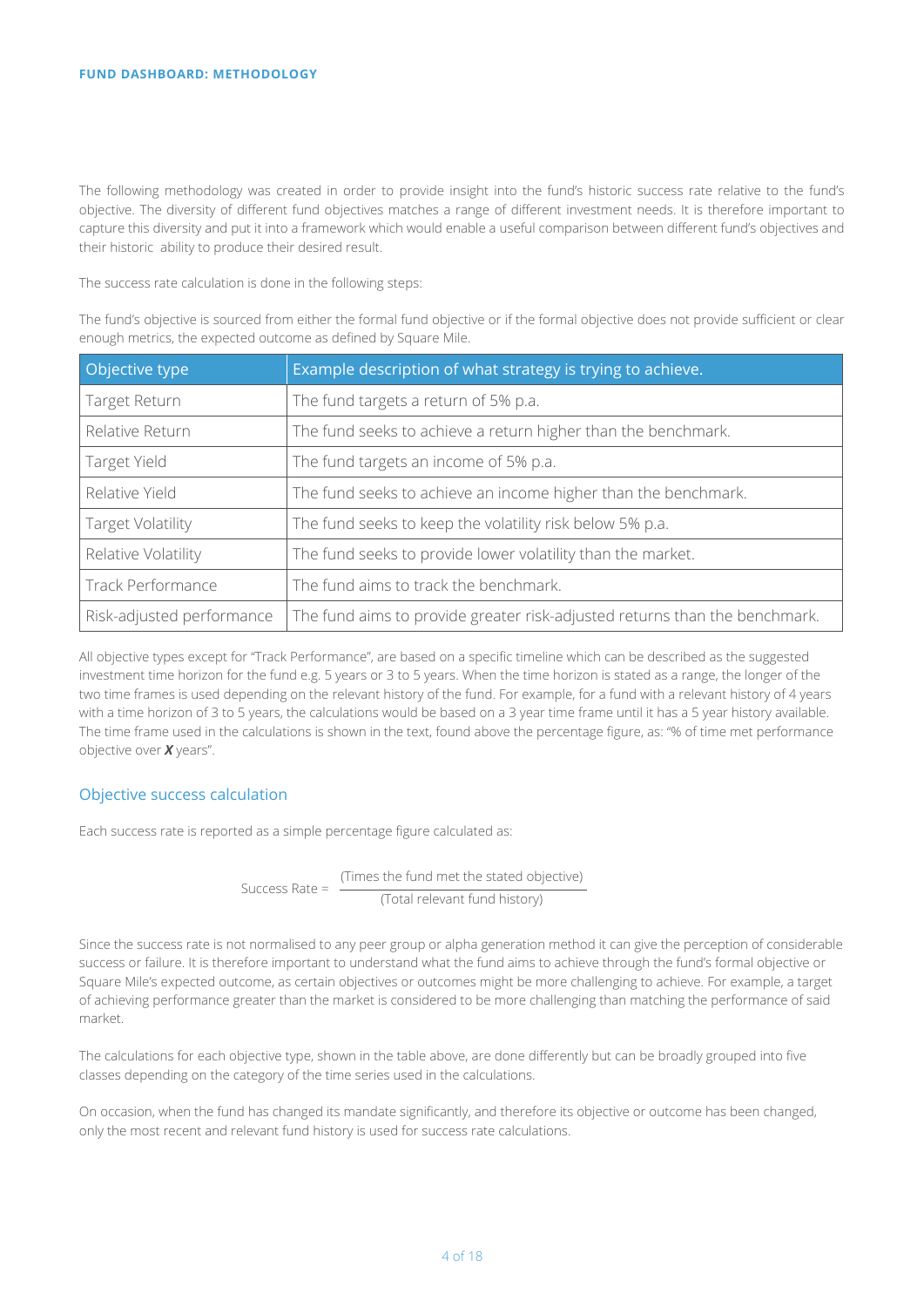## FUND DASHBOARD: METHODOLOGY

The following methodology was created in order to provide insight into the fund's historic success rate relative to the fund's objective. The diversity of different fund objectives matches a range of different investment needs. It is therefore important to capture this diversity and put it into a framework which would enable a useful comparison between different fund's objectives and their historic ability to produce their desired result.

The success rate calculation is done in the following steps:

The fund's objective is sourced from either the formal fund objective or if the formal objective does not provide sufficient or clear enough metrics, the expected outcome as defined by Square Mile.

| Objective type | Example description of what strategy is trying to achieve. |
|---|---|
| Target Return | The fund targets a return of 5% p.a. |
| Relative Return | The fund seeks to achieve a return higher than the benchmark. |
| Target Yield | The fund targets an income of 5% p.a. |
| Relative Yield | The fund seeks to achieve an income higher than the benchmark. |
| Target Volatility | The fund seeks to keep the volatility risk below 5% p.a. |
| Relative Volatility | The fund seeks to provide lower volatility than the market. |
| Track Performance | The fund aims to track the benchmark. |
| Risk-adjusted performance | The fund aims to provide greater risk-adjusted returns than the benchmark. |

All objective types except for "Track Performance", are based on a specific timeline which can be described as the suggested investment time horizon for the fund e.g. 5 years or 3 to 5 years. When the time horizon is stated as a range, the longer of the two time frames is used depending on the relevant history of the fund. For example, for a fund with a relevant history of 4 years with a time horizon of 3 to 5 years, the calculations would be based on a 3 year time frame until it has a 5 year history available. The time frame used in the calculations is shown in the text, found above the percentage figure, as: "% of time met performance objective over ***X*** years".

### Objective success calculation

Each success rate is reported as a simple percentage figure calculated as:

$$\text{Success Rate} = \frac{\text{(Times the fund met the stated objective)}}{\text{(Total relevant fund history)}}$$

Since the success rate is not normalised to any peer group or alpha generation method it can give the perception of considerable success or failure. It is therefore important to understand what the fund aims to achieve through the fund's formal objective or Square Mile's expected outcome, as certain objectives or outcomes might be more challenging to achieve. For example, a target of achieving performance greater than the market is considered to be more challenging than matching the performance of said market.

The calculations for each objective type, shown in the table above, are done differently but can be broadly grouped into five classes depending on the category of the time series used in the calculations.

On occasion, when the fund has changed its mandate significantly, and therefore its objective or outcome has been changed, only the most recent and relevant fund history is used for success rate calculations.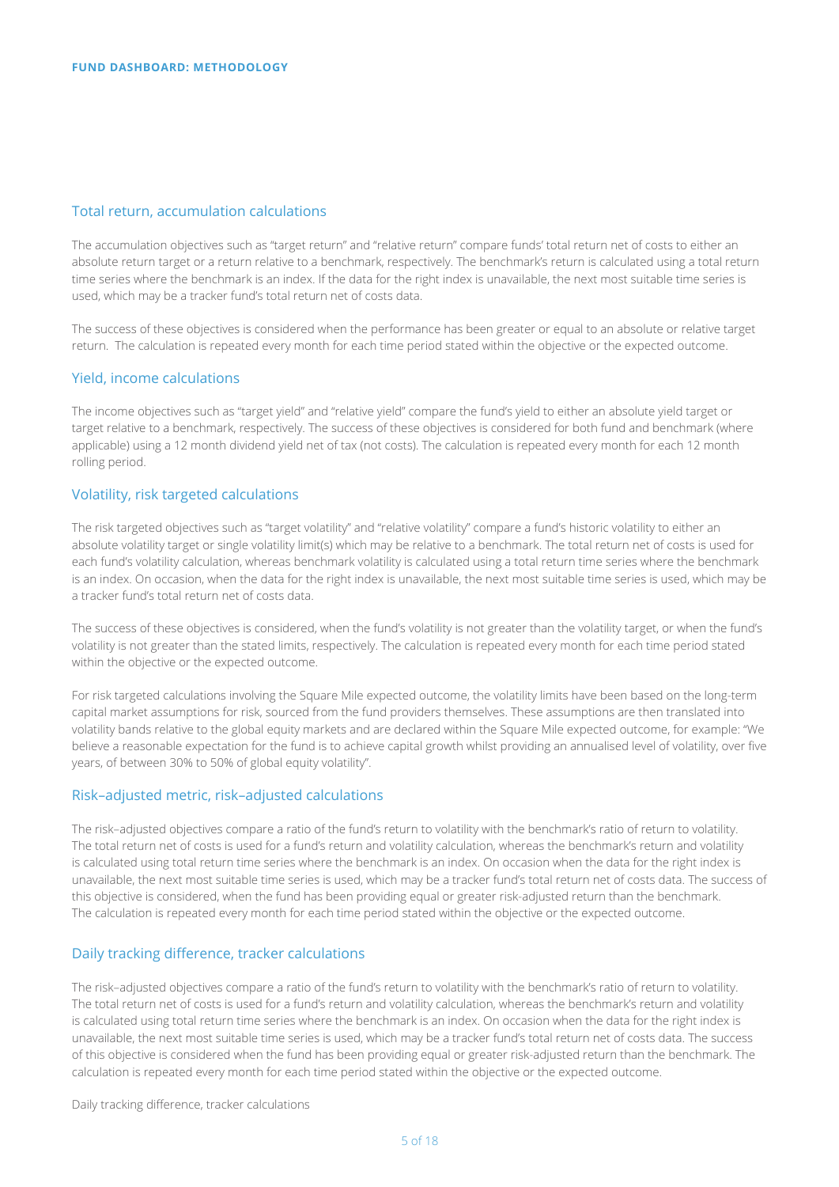## Total return, accumulation calculations

The accumulation objectives such as "target return" and "relative return" compare funds' total return net of costs to either an absolute return target or a return relative to a benchmark, respectively. The benchmark's return is calculated using a total return time series where the benchmark is an index. If the data for the right index is unavailable, the next most suitable time series is used, which may be a tracker fund's total return net of costs data.

The success of these objectives is considered when the performance has been greater or equal to an absolute or relative target return. The calculation is repeated every month for each time period stated within the objective or the expected outcome.

## Yield, income calculations

The income objectives such as "target yield" and "relative yield" compare the fund's yield to either an absolute yield target or target relative to a benchmark, respectively. The success of these objectives is considered for both fund and benchmark (where applicable) using a 12 month dividend yield net of tax (not costs). The calculation is repeated every month for each 12 month rolling period.

## Volatility, risk targeted calculations

The risk targeted objectives such as "target volatility" and "relative volatility" compare a fund's historic volatility to either an absolute volatility target or single volatility limit(s) which may be relative to a benchmark. The total return net of costs is used for each fund's volatility calculation, whereas benchmark volatility is calculated using a total return time series where the benchmark is an index. On occasion, when the data for the right index is unavailable, the next most suitable time series is used, which may be a tracker fund's total return net of costs data.

The success of these objectives is considered, when the fund's volatility is not greater than the volatility target, or when the fund's volatility is not greater than the stated limits, respectively. The calculation is repeated every month for each time period stated within the objective or the expected outcome.

For risk targeted calculations involving the Square Mile expected outcome, the volatility limits have been based on the long-term capital market assumptions for risk, sourced from the fund providers themselves. These assumptions are then translated into volatility bands relative to the global equity markets and are declared within the Square Mile expected outcome, for example: "We believe a reasonable expectation for the fund is to achieve capital growth whilst providing an annualised level of volatility, over five years, of between 30% to 50% of global equity volatility".

## Risk–adjusted metric, risk–adjusted calculations

The risk–adjusted objectives compare a ratio of the fund's return to volatility with the benchmark's ratio of return to volatility. The total return net of costs is used for a fund's return and volatility calculation, whereas the benchmark's return and volatility is calculated using total return time series where the benchmark is an index. On occasion when the data for the right index is unavailable, the next most suitable time series is used, which may be a tracker fund's total return net of costs data. The success of this objective is considered, when the fund has been providing equal or greater risk-adjusted return than the benchmark. The calculation is repeated every month for each time period stated within the objective or the expected outcome.

## Daily tracking difference, tracker calculations

The risk–adjusted objectives compare a ratio of the fund's return to volatility with the benchmark's ratio of return to volatility. The total return net of costs is used for a fund's return and volatility calculation, whereas the benchmark's return and volatility is calculated using total return time series where the benchmark is an index. On occasion when the data for the right index is unavailable, the next most suitable time series is used, which may be a tracker fund's total return net of costs data. The success of this objective is considered when the fund has been providing equal or greater risk-adjusted return than the benchmark. The calculation is repeated every month for each time period stated within the objective or the expected outcome.

Daily tracking difference, tracker calculations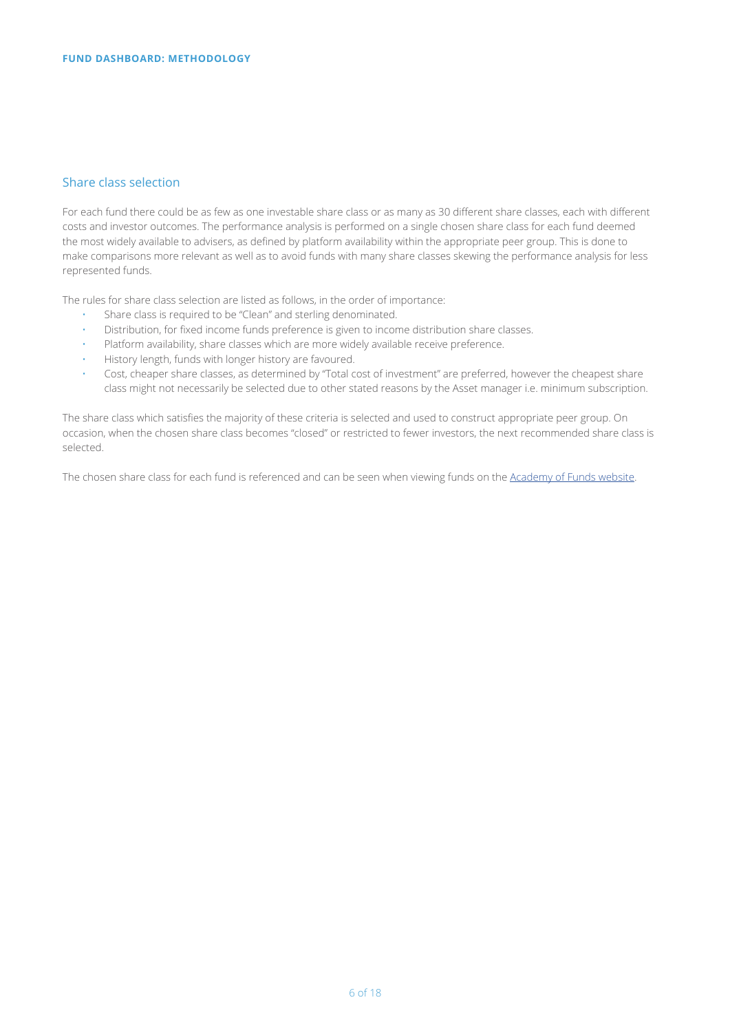## Share class selection

For each fund there could be as few as one investable share class or as many as 30 different share classes, each with different costs and investor outcomes. The performance analysis is performed on a single chosen share class for each fund deemed the most widely available to advisers, as defined by platform availability within the appropriate peer group. This is done to make comparisons more relevant as well as to avoid funds with many share classes skewing the performance analysis for less represented funds.

The rules for share class selection are listed as follows, in the order of importance:

- Share class is required to be "Clean" and sterling denominated.
- Distribution, for fixed income funds preference is given to income distribution share classes.
- Platform availability, share classes which are more widely available receive preference.
- History length, funds with longer history are favoured.
- Cost, cheaper share classes, as determined by "Total cost of investment" are preferred, however the cheapest share class might not necessarily be selected due to other stated reasons by the Asset manager i.e. minimum subscription.

The share class which satisfies the majority of these criteria is selected and used to construct appropriate peer group. On occasion, when the chosen share class becomes "closed" or restricted to fewer investors, the next recommended share class is selected.

The chosen share class for each fund is referenced and can be seen when viewing funds on the [Academy of Funds website](#).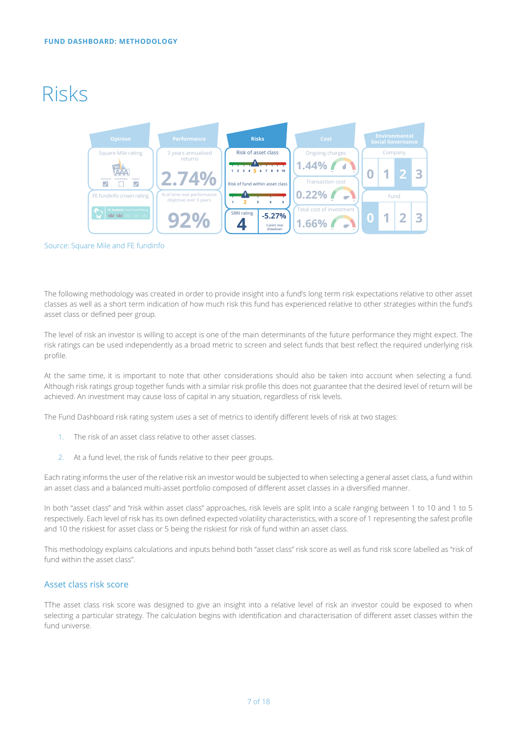FUND DASHBOARD: METHODOLOGY

# Risks

Source: Square Mile and FE fundinfo

The following methodology was created in order to provide insight into a fund's long term risk expectations relative to other asset classes as well as a short term indication of how much risk this fund has experienced relative to other strategies within the fund's asset class or defined peer group.

The level of risk an investor is willing to accept is one of the main determinants of the future performance they might expect. The risk ratings can be used independently as a broad metric to screen and select funds that best reflect the required underlying risk profile.

At the same time, it is important to note that other considerations should also be taken into account when selecting a fund. Although risk ratings group together funds with a similar risk profile this does not guarantee that the desired level of return will be achieved. An investment may cause loss of capital in any situation, regardless of risk levels.

The Fund Dashboard risk rating system uses a set of metrics to identify different levels of risk at two stages:

1. The risk of an asset class relative to other asset classes.
2. At a fund level, the risk of funds relative to their peer groups.

Each rating informs the user of the relative risk an investor would be subjected to when selecting a general asset class, a fund within an asset class and a balanced multi-asset portfolio composed of different asset classes in a diversified manner.

In both "asset class" and "risk within asset class" approaches, risk levels are split into a scale ranging between 1 to 10 and 1 to 5 respectively. Each level of risk has its own defined expected volatility characteristics, with a score of 1 representing the safest profile and 10 the riskiest for asset class or 5 being the riskiest for risk of fund within an asset class.

This methodology explains calculations and inputs behind both "asset class" risk score as well as fund risk score labelled as "risk of fund within the asset class".

## Asset class risk score

TThe asset class risk score was designed to give an insight into a relative level of risk an investor could be exposed to when selecting a particular strategy. The calculation begins with identification and characterisation of different asset classes within the fund universe.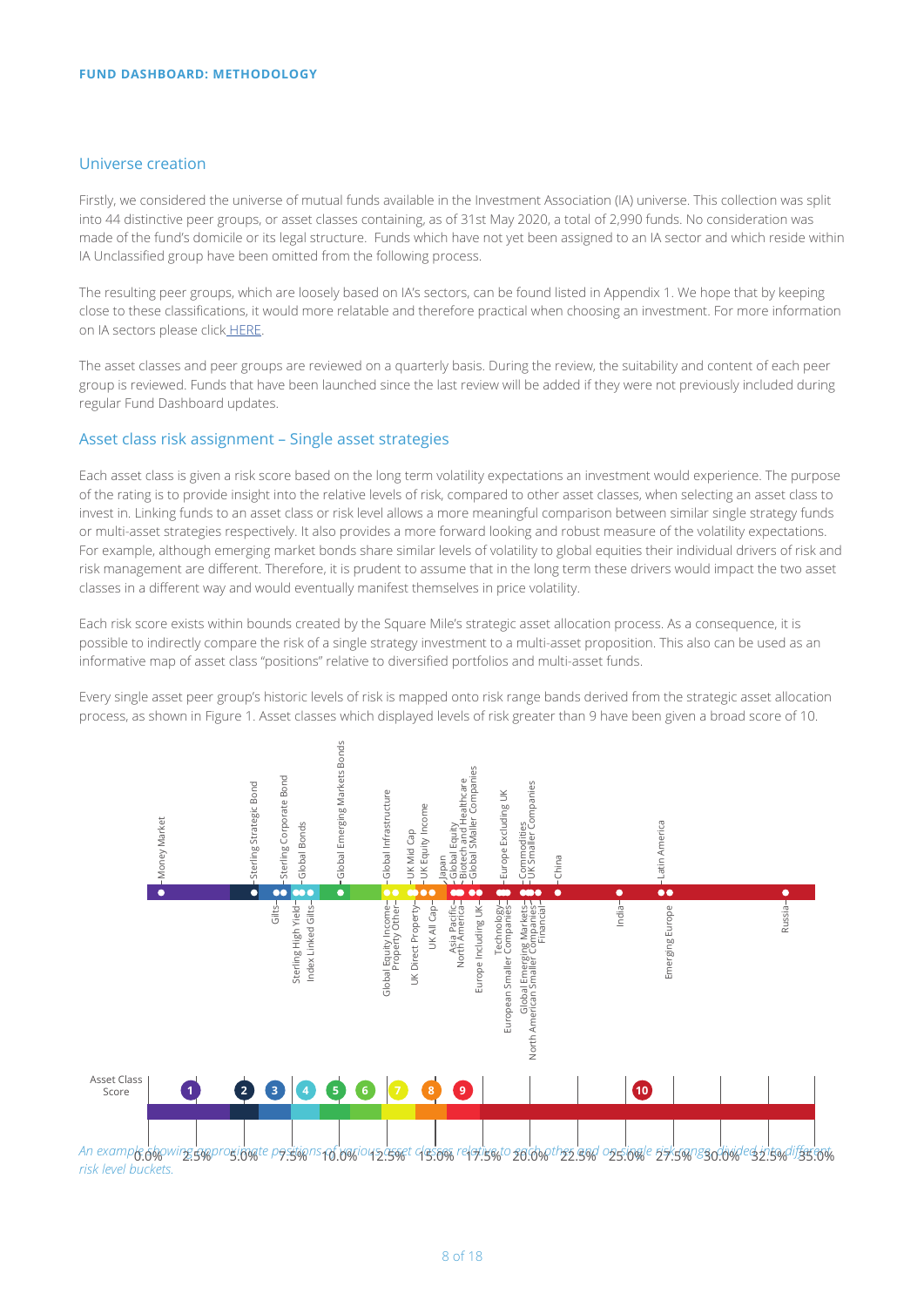**FUND DASHBOARD: METHODOLOGY**

## Universe creation

Firstly, we considered the universe of mutual funds available in the Investment Association (IA) universe. This collection was split into 44 distinctive peer groups, or asset classes containing, as of 31st May 2020, a total of 2,990 funds. No consideration was made of the fund's domicile or its legal structure. Funds which have not yet been assigned to an IA sector and which reside within IA Unclassified group have been omitted from the following process.

The resulting peer groups, which are loosely based on IA's sectors, can be found listed in Appendix 1. We hope that by keeping close to these classifications, it would more relatable and therefore practical when choosing an investment. For more information on IA sectors please click HERE.

The asset classes and peer groups are reviewed on a quarterly basis. During the review, the suitability and content of each peer group is reviewed. Funds that have been launched since the last review will be added if they were not previously included during regular Fund Dashboard updates.

## Asset class risk assignment – Single asset strategies

Each asset class is given a risk score based on the long term volatility expectations an investment would experience. The purpose of the rating is to provide insight into the relative levels of risk, compared to other asset classes, when selecting an asset class to invest in. Linking funds to an asset class or risk level allows a more meaningful comparison between similar single strategy funds or multi-asset strategies respectively. It also provides a more forward looking and robust measure of the volatility expectations. For example, although emerging market bonds share similar levels of volatility to global equities their individual drivers of risk and risk management are different. Therefore, it is prudent to assume that in the long term these drivers would impact the two asset classes in a different way and would eventually manifest themselves in price volatility.

Each risk score exists within bounds created by the Square Mile's strategic asset allocation process. As a consequence, it is possible to indirectly compare the risk of a single strategy investment to a multi-asset proposition. This also can be used as an informative map of asset class "positions" relative to diversified portfolios and multi-asset funds.

Every single asset peer group's historic levels of risk is mapped onto risk range bands derived from the strategic asset allocation process, as shown in Figure 1. Asset classes which displayed levels of risk greater than 9 have been given a broad score of 10.

Asset classes shown above the scale: Money Market, Sterling Strategic Bond, Sterling Corporate Bond, Global Bonds, Global Emerging Markets Bonds, Global Infrastructure, UK Mid Cap, UK Equity Income, Japan, Global Equity, Biotech and Healthcare, Global Smaller Companies, Europe Excluding UK, Commodities, UK Smaller Companies, China, Latin America

Asset classes shown below the scale: Gilts, Sterling High Yield, Index Linked Gilts, Global Equity Income, Property Other, UK Direct Property, UK All Cap, Asia Pacific, North America, Europe Including UK, Technology, European Smaller Companies, Global Emerging Markets, North American Smaller Companies, Financial, India, Emerging Europe, Russia

Asset Class Score: 1, 2, 3, 4, 5, 6, 7, 8, 9, 10

0.0% 2.5% 5.0% 7.5% 10.0% 12.5% 15.0% 17.5% 20.0% 22.5% 25.0% 27.5% 30.0% 32.5% 35.0%

*An example showing approximate positions of various asset classes relative to each other and on single risk range, divided into different risk level buckets.*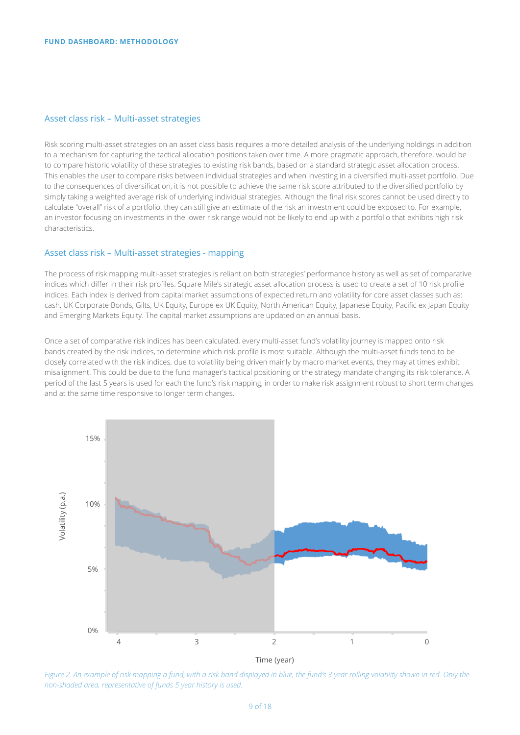## Asset class risk – Multi-asset strategies

Risk scoring multi-asset strategies on an asset class basis requires a more detailed analysis of the underlying holdings in addition to a mechanism for capturing the tactical allocation positions taken over time. A more pragmatic approach, therefore, would be to compare historic volatility of these strategies to existing risk bands, based on a standard strategic asset allocation process. This enables the user to compare risks between individual strategies and when investing in a diversified multi-asset portfolio. Due to the consequences of diversification, it is not possible to achieve the same risk score attributed to the diversified portfolio by simply taking a weighted average risk of underlying individual strategies. Although the final risk scores cannot be used directly to calculate "overall" risk of a portfolio, they can still give an estimate of the risk an investment could be exposed to. For example, an investor focusing on investments in the lower risk range would not be likely to end up with a portfolio that exhibits high risk characteristics.

## Asset class risk – Multi-asset strategies - mapping

The process of risk mapping multi-asset strategies is reliant on both strategies' performance history as well as set of comparative indices which differ in their risk profiles. Square Mile's strategic asset allocation process is used to create a set of 10 risk profile indices. Each index is derived from capital market assumptions of expected return and volatility for core asset classes such as: cash, UK Corporate Bonds, Gilts, UK Equity, Europe ex UK Equity, North American Equity, Japanese Equity, Pacific ex Japan Equity and Emerging Markets Equity. The capital market assumptions are updated on an annual basis.

Once a set of comparative risk indices has been calculated, every multi-asset fund's volatility journey is mapped onto risk bands created by the risk indices, to determine which risk profile is most suitable. Although the multi-asset funds tend to be closely correlated with the risk indices, due to volatility being driven mainly by macro market events, they may at times exhibit misalignment. This could be due to the fund manager's tactical positioning or the strategy mandate changing its risk tolerance. A period of the last 5 years is used for each the fund's risk mapping, in order to make risk assignment robust to short term changes and at the same time responsive to longer term changes.

*Figure 2. An example of risk mapping a fund, with a risk band displayed in blue, the fund's 3 year rolling volatility shown in red. Only the non-shaded area, representative of funds 5 year history is used.*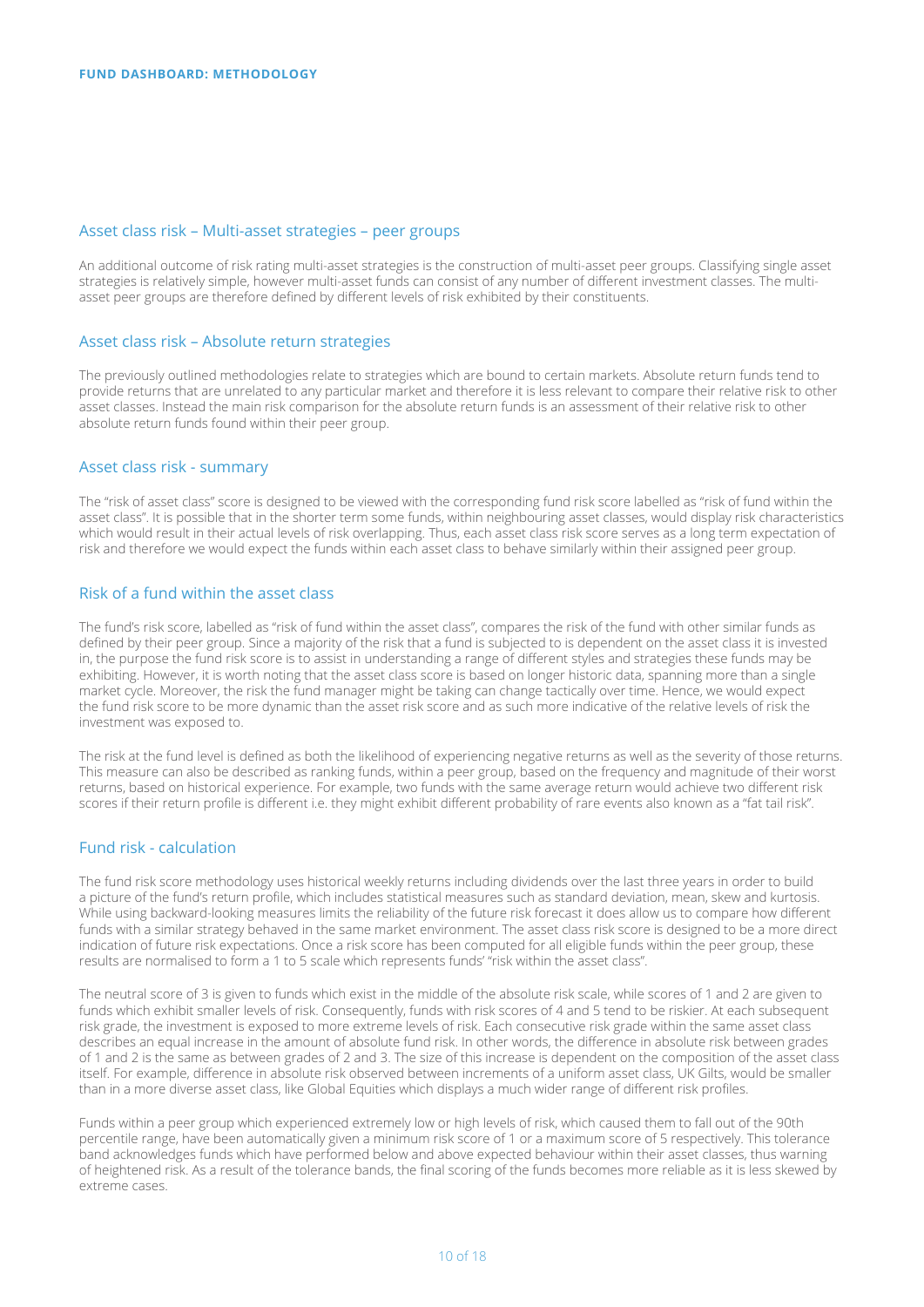## Asset class risk – Multi-asset strategies – peer groups

An additional outcome of risk rating multi-asset strategies is the construction of multi-asset peer groups. Classifying single asset strategies is relatively simple, however multi-asset funds can consist of any number of different investment classes. The multi-asset peer groups are therefore defined by different levels of risk exhibited by their constituents.

## Asset class risk – Absolute return strategies

The previously outlined methodologies relate to strategies which are bound to certain markets. Absolute return funds tend to provide returns that are unrelated to any particular market and therefore it is less relevant to compare their relative risk to other asset classes. Instead the main risk comparison for the absolute return funds is an assessment of their relative risk to other absolute return funds found within their peer group.

## Asset class risk - summary

The "risk of asset class" score is designed to be viewed with the corresponding fund risk score labelled as "risk of fund within the asset class". It is possible that in the shorter term some funds, within neighbouring asset classes, would display risk characteristics which would result in their actual levels of risk overlapping. Thus, each asset class risk score serves as a long term expectation of risk and therefore we would expect the funds within each asset class to behave similarly within their assigned peer group.

## Risk of a fund within the asset class

The fund's risk score, labelled as "risk of fund within the asset class", compares the risk of the fund with other similar funds as defined by their peer group. Since a majority of the risk that a fund is subjected to is dependent on the asset class it is invested in, the purpose the fund risk score is to assist in understanding a range of different styles and strategies these funds may be exhibiting. However, it is worth noting that the asset class score is based on longer historic data, spanning more than a single market cycle. Moreover, the risk the fund manager might be taking can change tactically over time. Hence, we would expect the fund risk score to be more dynamic than the asset risk score and as such more indicative of the relative levels of risk the investment was exposed to.

The risk at the fund level is defined as both the likelihood of experiencing negative returns as well as the severity of those returns. This measure can also be described as ranking funds, within a peer group, based on the frequency and magnitude of their worst returns, based on historical experience. For example, two funds with the same average return would achieve two different risk scores if their return profile is different i.e. they might exhibit different probability of rare events also known as a "fat tail risk".

## Fund risk - calculation

The fund risk score methodology uses historical weekly returns including dividends over the last three years in order to build a picture of the fund's return profile, which includes statistical measures such as standard deviation, mean, skew and kurtosis. While using backward-looking measures limits the reliability of the future risk forecast it does allow us to compare how different funds with a similar strategy behaved in the same market environment. The asset class risk score is designed to be a more direct indication of future risk expectations. Once a risk score has been computed for all eligible funds within the peer group, these results are normalised to form a 1 to 5 scale which represents funds' "risk within the asset class".

The neutral score of 3 is given to funds which exist in the middle of the absolute risk scale, while scores of 1 and 2 are given to funds which exhibit smaller levels of risk. Consequently, funds with risk scores of 4 and 5 tend to be riskier. At each subsequent risk grade, the investment is exposed to more extreme levels of risk. Each consecutive risk grade within the same asset class describes an equal increase in the amount of absolute fund risk. In other words, the difference in absolute risk between grades of 1 and 2 is the same as between grades of 2 and 3. The size of this increase is dependent on the composition of the asset class itself. For example, difference in absolute risk observed between increments of a uniform asset class, UK Gilts, would be smaller than in a more diverse asset class, like Global Equities which displays a much wider range of different risk profiles.

Funds within a peer group which experienced extremely low or high levels of risk, which caused them to fall out of the 90th percentile range, have been automatically given a minimum risk score of 1 or a maximum score of 5 respectively. This tolerance band acknowledges funds which have performed below and above expected behaviour within their asset classes, thus warning of heightened risk. As a result of the tolerance bands, the final scoring of the funds becomes more reliable as it is less skewed by extreme cases.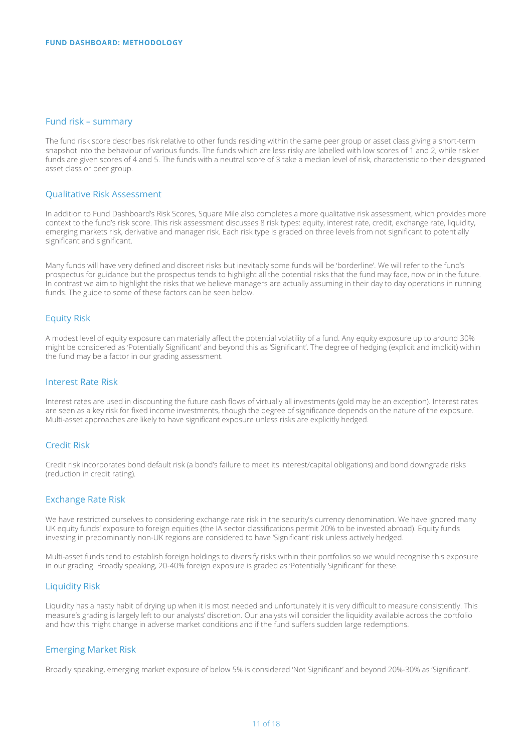## Fund risk – summary

The fund risk score describes risk relative to other funds residing within the same peer group or asset class giving a short-term snapshot into the behaviour of various funds. The funds which are less risky are labelled with low scores of 1 and 2, while riskier funds are given scores of 4 and 5. The funds with a neutral score of 3 take a median level of risk, characteristic to their designated asset class or peer group.

## Qualitative Risk Assessment

In addition to Fund Dashboard's Risk Scores, Square Mile also completes a more qualitative risk assessment, which provides more context to the fund's risk score. This risk assessment discusses 8 risk types: equity, interest rate, credit, exchange rate, liquidity, emerging markets risk, derivative and manager risk. Each risk type is graded on three levels from not significant to potentially significant and significant.

Many funds will have very defined and discreet risks but inevitably some funds will be 'borderline'. We will refer to the fund's prospectus for guidance but the prospectus tends to highlight all the potential risks that the fund may face, now or in the future. In contrast we aim to highlight the risks that we believe managers are actually assuming in their day to day operations in running funds. The guide to some of these factors can be seen below.

## Equity Risk

A modest level of equity exposure can materially affect the potential volatility of a fund. Any equity exposure up to around 30% might be considered as 'Potentially Significant' and beyond this as 'Significant'. The degree of hedging (explicit and implicit) within the fund may be a factor in our grading assessment.

## Interest Rate Risk

Interest rates are used in discounting the future cash flows of virtually all investments (gold may be an exception). Interest rates are seen as a key risk for fixed income investments, though the degree of significance depends on the nature of the exposure. Multi-asset approaches are likely to have significant exposure unless risks are explicitly hedged.

## Credit Risk

Credit risk incorporates bond default risk (a bond's failure to meet its interest/capital obligations) and bond downgrade risks (reduction in credit rating).

## Exchange Rate Risk

We have restricted ourselves to considering exchange rate risk in the security's currency denomination. We have ignored many UK equity funds' exposure to foreign equities (the IA sector classifications permit 20% to be invested abroad). Equity funds investing in predominantly non-UK regions are considered to have 'Significant' risk unless actively hedged.

Multi-asset funds tend to establish foreign holdings to diversify risks within their portfolios so we would recognise this exposure in our grading. Broadly speaking, 20-40% foreign exposure is graded as 'Potentially Significant' for these.

## Liquidity Risk

Liquidity has a nasty habit of drying up when it is most needed and unfortunately it is very difficult to measure consistently. This measure's grading is largely left to our analysts' discretion. Our analysts will consider the liquidity available across the portfolio and how this might change in adverse market conditions and if the fund suffers sudden large redemptions.

## Emerging Market Risk

Broadly speaking, emerging market exposure of below 5% is considered 'Not Significant' and beyond 20%-30% as 'Significant'.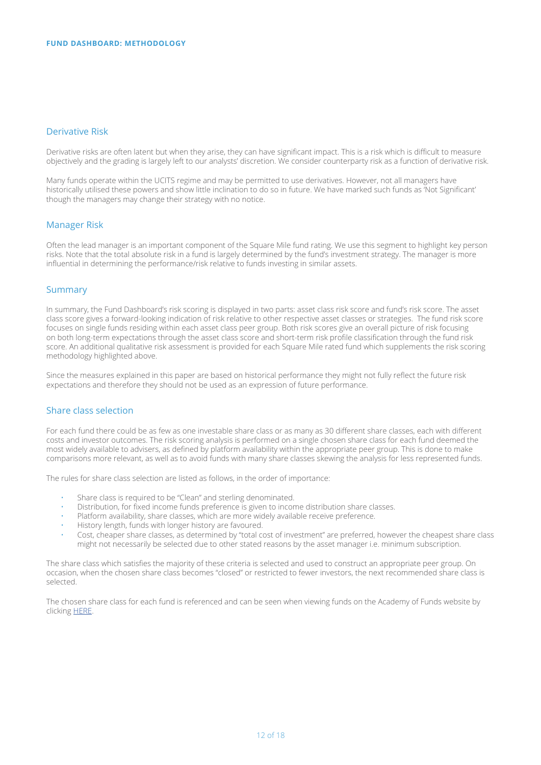## Derivative Risk

Derivative risks are often latent but when they arise, they can have significant impact. This is a risk which is difficult to measure objectively and the grading is largely left to our analysts' discretion. We consider counterparty risk as a function of derivative risk.

Many funds operate within the UCITS regime and may be permitted to use derivatives. However, not all managers have historically utilised these powers and show little inclination to do so in future. We have marked such funds as 'Not Significant' though the managers may change their strategy with no notice.

## Manager Risk

Often the lead manager is an important component of the Square Mile fund rating. We use this segment to highlight key person risks. Note that the total absolute risk in a fund is largely determined by the fund's investment strategy. The manager is more influential in determining the performance/risk relative to funds investing in similar assets.

## Summary

In summary, the Fund Dashboard's risk scoring is displayed in two parts: asset class risk score and fund's risk score. The asset class score gives a forward-looking indication of risk relative to other respective asset classes or strategies. The fund risk score focuses on single funds residing within each asset class peer group. Both risk scores give an overall picture of risk focusing on both long-term expectations through the asset class score and short-term risk profile classification through the fund risk score. An additional qualitative risk assessment is provided for each Square Mile rated fund which supplements the risk scoring methodology highlighted above.

Since the measures explained in this paper are based on historical performance they might not fully reflect the future risk expectations and therefore they should not be used as an expression of future performance.

## Share class selection

For each fund there could be as few as one investable share class or as many as 30 different share classes, each with different costs and investor outcomes. The risk scoring analysis is performed on a single chosen share class for each fund deemed the most widely available to advisers, as defined by platform availability within the appropriate peer group. This is done to make comparisons more relevant, as well as to avoid funds with many share classes skewing the analysis for less represented funds.

The rules for share class selection are listed as follows, in the order of importance:

- Share class is required to be "Clean" and sterling denominated.
- Distribution, for fixed income funds preference is given to income distribution share classes.
- Platform availability, share classes, which are more widely available receive preference.
- History length, funds with longer history are favoured.
- Cost, cheaper share classes, as determined by "total cost of investment" are preferred, however the cheapest share class might not necessarily be selected due to other stated reasons by the asset manager i.e. minimum subscription.

The share class which satisfies the majority of these criteria is selected and used to construct an appropriate peer group. On occasion, when the chosen share class becomes "closed" or restricted to fewer investors, the next recommended share class is selected.

The chosen share class for each fund is referenced and can be seen when viewing funds on the Academy of Funds website by clicking HERE.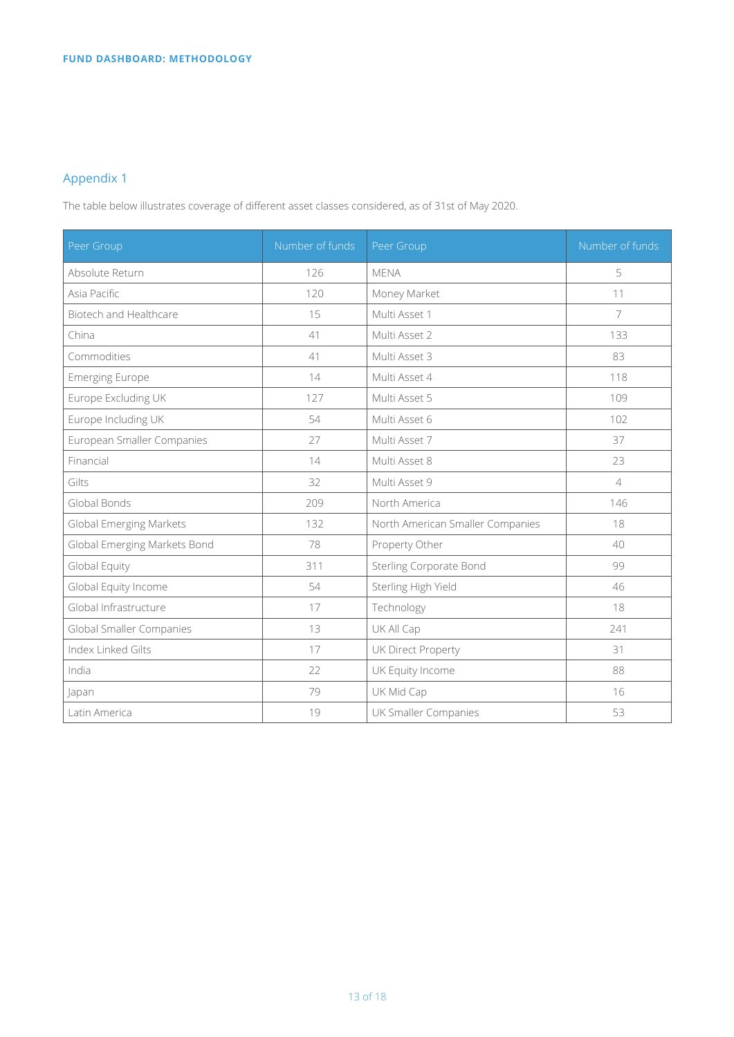## Appendix 1

The table below illustrates coverage of different asset classes considered, as of 31st of May 2020.

| Peer Group | Number of funds | Peer Group | Number of funds |
|---|---|---|---|
| Absolute Return | 126 | MENA | 5 |
| Asia Pacific | 120 | Money Market | 11 |
| Biotech and Healthcare | 15 | Multi Asset 1 | 7 |
| China | 41 | Multi Asset 2 | 133 |
| Commodities | 41 | Multi Asset 3 | 83 |
| Emerging Europe | 14 | Multi Asset 4 | 118 |
| Europe Excluding UK | 127 | Multi Asset 5 | 109 |
| Europe Including UK | 54 | Multi Asset 6 | 102 |
| European Smaller Companies | 27 | Multi Asset 7 | 37 |
| Financial | 14 | Multi Asset 8 | 23 |
| Gilts | 32 | Multi Asset 9 | 4 |
| Global Bonds | 209 | North America | 146 |
| Global Emerging Markets | 132 | North American Smaller Companies | 18 |
| Global Emerging Markets Bond | 78 | Property Other | 40 |
| Global Equity | 311 | Sterling Corporate Bond | 99 |
| Global Equity Income | 54 | Sterling High Yield | 46 |
| Global Infrastructure | 17 | Technology | 18 |
| Global Smaller Companies | 13 | UK All Cap | 241 |
| Index Linked Gilts | 17 | UK Direct Property | 31 |
| India | 22 | UK Equity Income | 88 |
| Japan | 79 | UK Mid Cap | 16 |
| Latin America | 19 | UK Smaller Companies | 53 |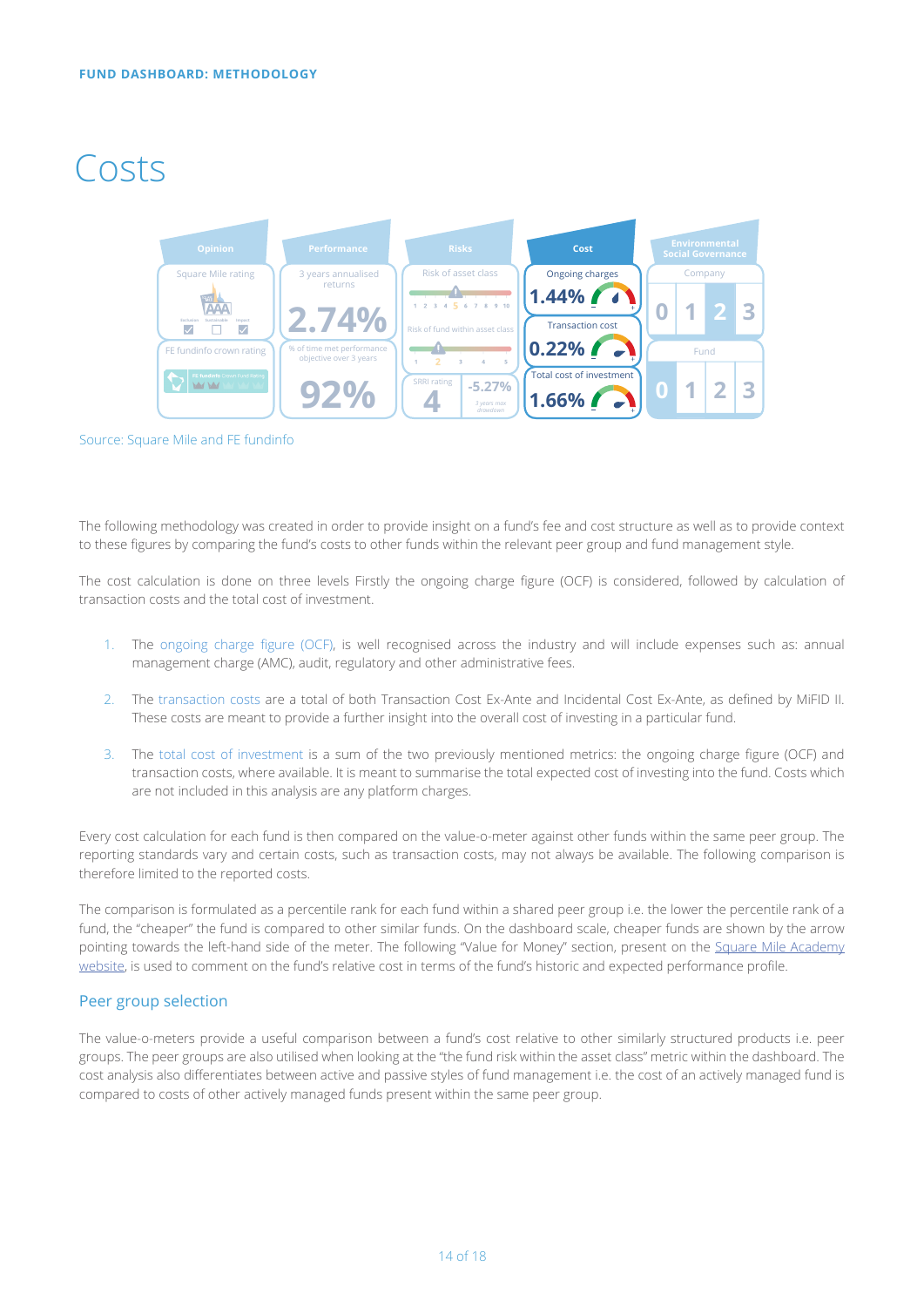FUND DASHBOARD: METHODOLOGY

# Costs

Source: Square Mile and FE fundinfo

The following methodology was created in order to provide insight on a fund's fee and cost structure as well as to provide context to these figures by comparing the fund's costs to other funds within the relevant peer group and fund management style.

The cost calculation is done on three levels Firstly the ongoing charge figure (OCF) is considered, followed by calculation of transaction costs and the total cost of investment.

1. The ongoing charge figure (OCF), is well recognised across the industry and will include expenses such as: annual management charge (AMC), audit, regulatory and other administrative fees.
2. The transaction costs are a total of both Transaction Cost Ex-Ante and Incidental Cost Ex-Ante, as defined by MiFID II. These costs are meant to provide a further insight into the overall cost of investing in a particular fund.
3. The total cost of investment is a sum of the two previously mentioned metrics: the ongoing charge figure (OCF) and transaction costs, where available. It is meant to summarise the total expected cost of investing into the fund. Costs which are not included in this analysis are any platform charges.

Every cost calculation for each fund is then compared on the value-o-meter against other funds within the same peer group. The reporting standards vary and certain costs, such as transaction costs, may not always be available. The following comparison is therefore limited to the reported costs.

The comparison is formulated as a percentile rank for each fund within a shared peer group i.e. the lower the percentile rank of a fund, the "cheaper" the fund is compared to other similar funds. On the dashboard scale, cheaper funds are shown by the arrow pointing towards the left-hand side of the meter. The following "Value for Money" section, present on the Square Mile Academy website, is used to comment on the fund's relative cost in terms of the fund's historic and expected performance profile.

## Peer group selection

The value-o-meters provide a useful comparison between a fund's cost relative to other similarly structured products i.e. peer groups. The peer groups are also utilised when looking at the "the fund risk within the asset class" metric within the dashboard. The cost analysis also differentiates between active and passive styles of fund management i.e. the cost of an actively managed fund is compared to costs of other actively managed funds present within the same peer group.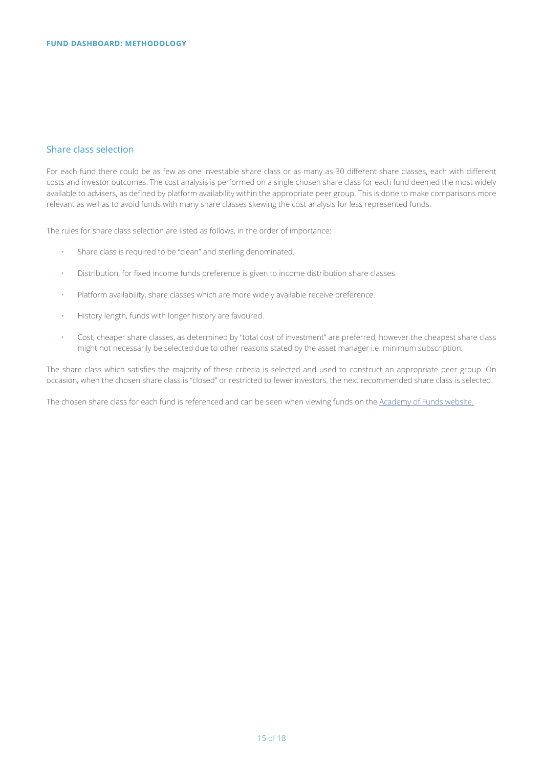## Share class selection

For each fund there could be as few as one investable share class or as many as 30 different share classes, each with different costs and investor outcomes. The cost analysis is performed on a single chosen share class for each fund deemed the most widely available to advisers, as defined by platform availability within the appropriate peer group. This is done to make comparisons more relevant as well as to avoid funds with many share classes skewing the cost analysis for less represented funds.

The rules for share class selection are listed as follows, in the order of importance:

- Share class is required to be "clean" and sterling denominated.
- Distribution, for fixed income funds preference is given to income distribution share classes.
- Platform availability, share classes which are more widely available receive preference.
- History length, funds with longer history are favoured.
- Cost, cheaper share classes, as determined by "total cost of investment" are preferred, however the cheapest share class might not necessarily be selected due to other reasons stated by the asset manager i.e. minimum subscription.

The share class which satisfies the majority of these criteria is selected and used to construct an appropriate peer group. On occasion, when the chosen share class is "closed" or restricted to fewer investors, the next recommended share class is selected.

The chosen share class for each fund is referenced and can be seen when viewing funds on the Academy of Funds website.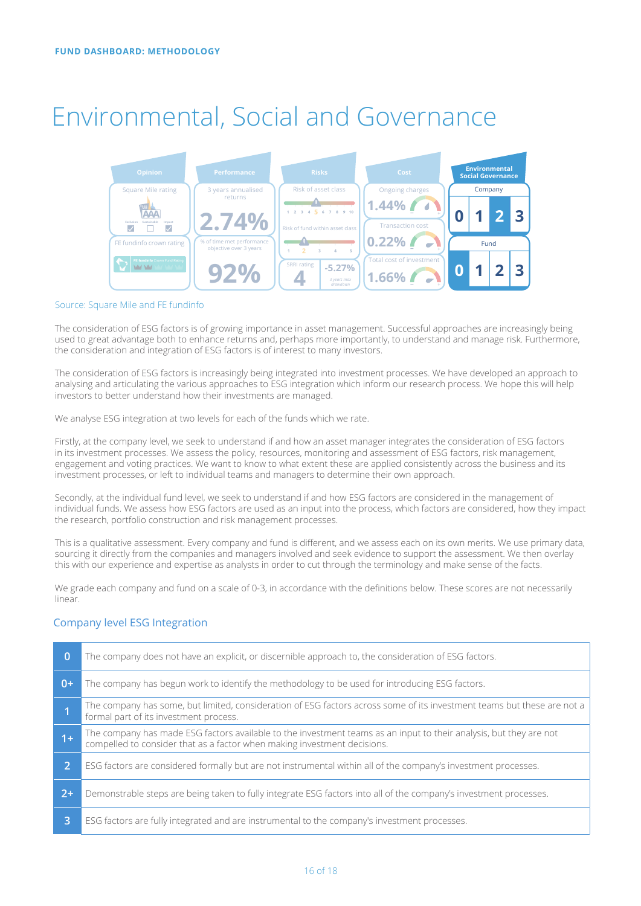FUND DASHBOARD: METHODOLOGY

# Environmental, Social and Governance

| Opinion | Performance | Risks | Cost | Environmental Social Governance |
|---|---|---|---|---|
| Square Mile rating | 3 years annualised returns | Risk of asset class | Ongoing charges | Company |
| AAA | 2.74% | 1 2 3 4 5 6 7 8 9 10 | 1.44% | 0 1 2 3 |
| FE fundinfo crown rating | % of time met performance objective over 3 years | Risk of fund within asset class | Transaction cost | Fund |
| FE fundinfo Crown Fund Rating | 92% | 1 2 3 4 5 | 0.22% | 0 1 2 3 |
| | | SRRI rating 4 / -5.27% 3 years max drawdown | Total cost of investment 1.66% | |

Source: Square Mile and FE fundinfo

The consideration of ESG factors is of growing importance in asset management. Successful approaches are increasingly being used to great advantage both to enhance returns and, perhaps more importantly, to understand and manage risk. Furthermore, the consideration and integration of ESG factors is of interest to many investors.

The consideration of ESG factors is increasingly being integrated into investment processes. We have developed an approach to analysing and articulating the various approaches to ESG integration which inform our research process. We hope this will help investors to better understand how their investments are managed.

We analyse ESG integration at two levels for each of the funds which we rate.

Firstly, at the company level, we seek to understand if and how an asset manager integrates the consideration of ESG factors in its investment processes. We assess the policy, resources, monitoring and assessment of ESG factors, risk management, engagement and voting practices. We want to know to what extent these are applied consistently across the business and its investment processes, or left to individual teams and managers to determine their own approach.

Secondly, at the individual fund level, we seek to understand if and how ESG factors are considered in the management of individual funds. We assess how ESG factors are used as an input into the process, which factors are considered, how they impact the research, portfolio construction and risk management processes.

This is a qualitative assessment. Every company and fund is different, and we assess each on its own merits. We use primary data, sourcing it directly from the companies and managers involved and seek evidence to support the assessment. We then overlay this with our experience and expertise as analysts in order to cut through the terminology and make sense of the facts.

We grade each company and fund on a scale of 0-3, in accordance with the definitions below. These scores are not necessarily linear.

## Company level ESG Integration

| Score | Definition |
|---|---|
| 0 | The company does not have an explicit, or discernible approach to, the consideration of ESG factors. |
| 0+ | The company has begun work to identify the methodology to be used for introducing ESG factors. |
| 1 | The company has some, but limited, consideration of ESG factors across some of its investment teams but these are not a formal part of its investment process. |
| 1+ | The company has made ESG factors available to the investment teams as an input to their analysis, but they are not compelled to consider that as a factor when making investment decisions. |
| 2 | ESG factors are considered formally but are not instrumental within all of the company's investment processes. |
| 2+ | Demonstrable steps are being taken to fully integrate ESG factors into all of the company's investment processes. |
| 3 | ESG factors are fully integrated and are instrumental to the company's investment processes. |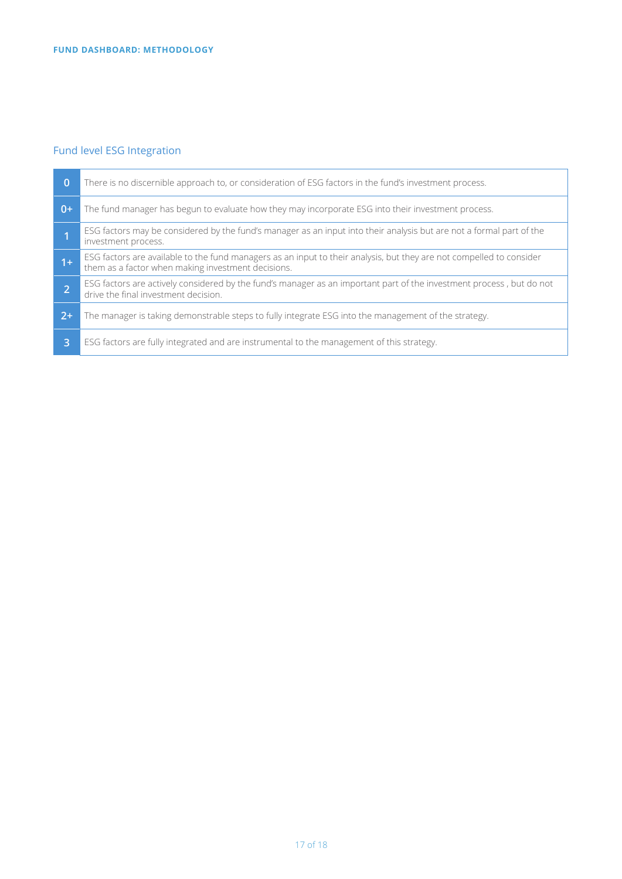## Fund level ESG Integration

| | |
|---|---|
| 0 | There is no discernible approach to, or consideration of ESG factors in the fund's investment process. |
| 0+ | The fund manager has begun to evaluate how they may incorporate ESG into their investment process. |
| 1 | ESG factors may be considered by the fund's manager as an input into their analysis but are not a formal part of the investment process. |
| 1+ | ESG factors are available to the fund managers as an input to their analysis, but they are not compelled to consider them as a factor when making investment decisions. |
| 2 | ESG factors are actively considered by the fund's manager as an important part of the investment process , but do not drive the final investment decision. |
| 2+ | The manager is taking demonstrable steps to fully integrate ESG into the management of the strategy. |
| 3 | ESG factors are fully integrated and are instrumental to the management of this strategy. |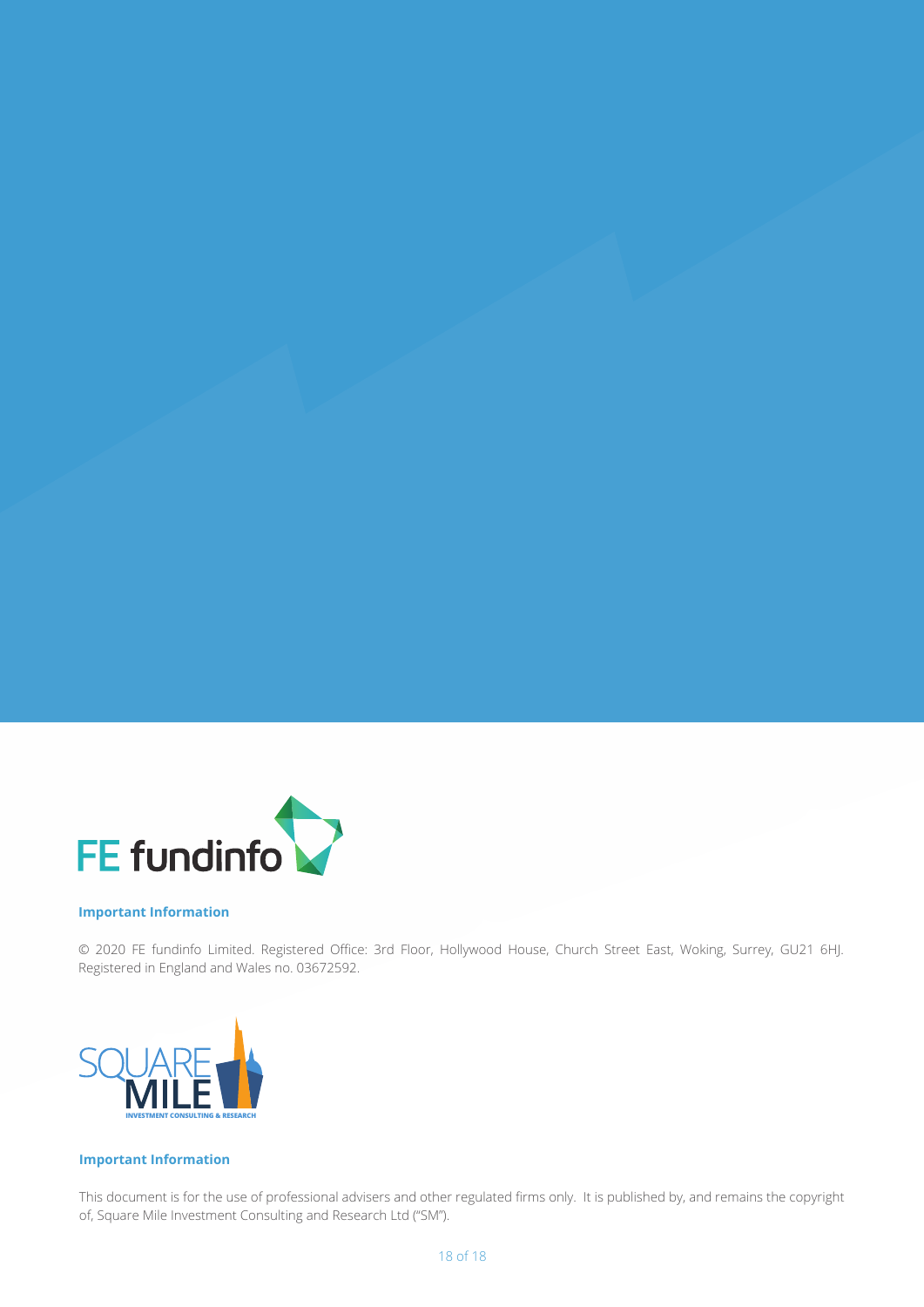FE fundinfo

**Important Information**

© 2020 FE fundinfo Limited. Registered Office: 3rd Floor, Hollywood House, Church Street East, Woking, Surrey, GU21 6HJ. Registered in England and Wales no. 03672592.

SQUARE MILE
INVESTMENT CONSULTING & RESEARCH

**Important Information**

This document is for the use of professional advisers and other regulated firms only. It is published by, and remains the copyright of, Square Mile Investment Consulting and Research Ltd ("SM").